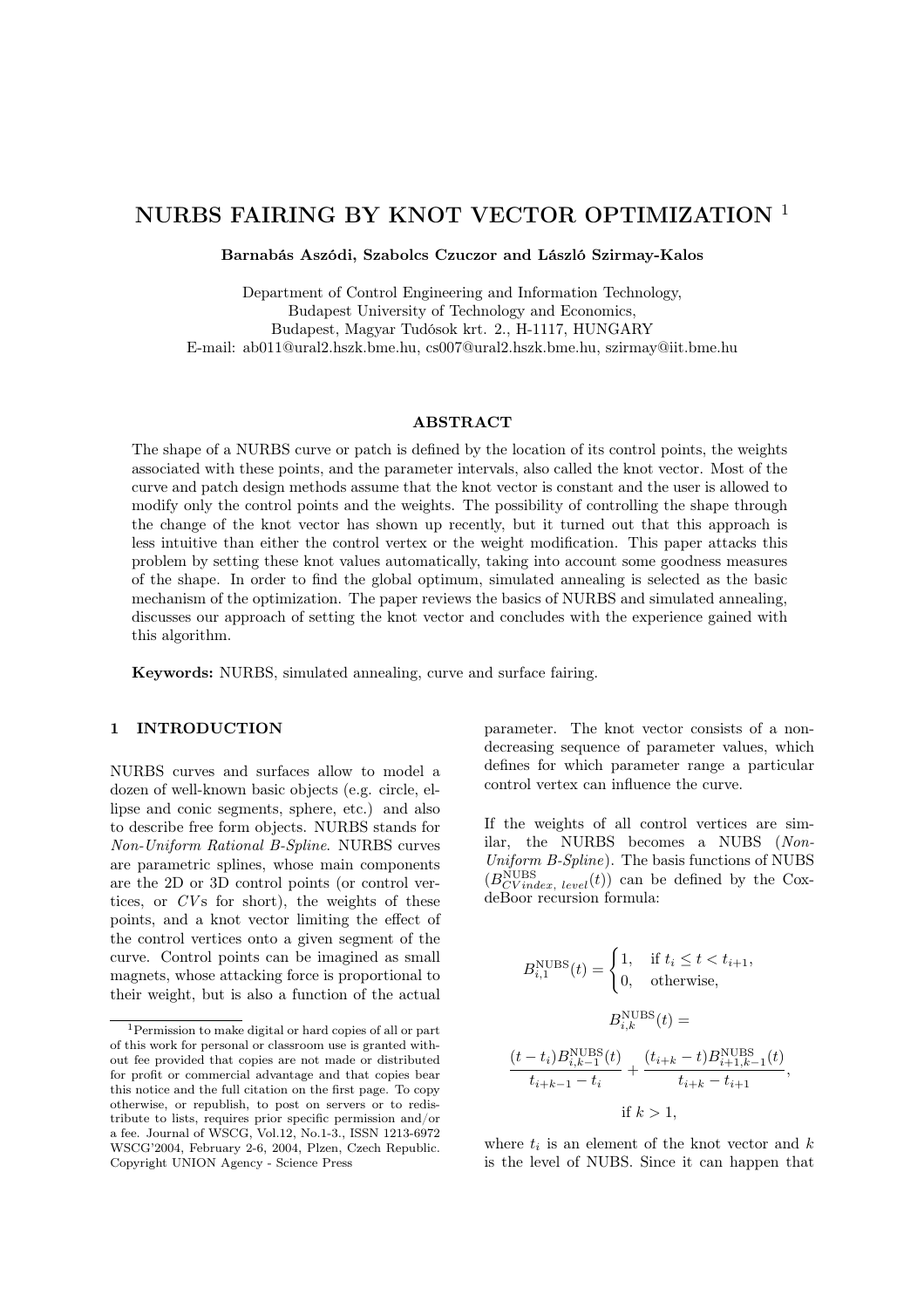# NURBS FAIRING BY KNOT VECTOR OPTIMIZATION [1]

**Barnabás Aszódi, Szabolcs Czuczor and László Szirmay-Kalos**

Department of Control Engineering and Information Technology,
Budapest University of Technology and Economics,
Budapest, Magyar Tudósok krt. 2., H-1117, HUNGARY
E-mail: ab011@ural2.hszk.bme.hu, cs007@ural2.hszk.bme.hu, szirmay@iit.bme.hu

## ABSTRACT

The shape of a NURBS curve or patch is defined by the location of its control points, the weights associated with these points, and the parameter intervals, also called the knot vector. Most of the curve and patch design methods assume that the knot vector is constant and the user is allowed to modify only the control points and the weights. The possibility of controlling the shape through the change of the knot vector has shown up recently, but it turned out that this approach is less intuitive than either the control vertex or the weight modification. This paper attacks this problem by setting these knot values automatically, taking into account some goodness measures of the shape. In order to find the global optimum, simulated annealing is selected as the basic mechanism of the optimization. The paper reviews the basics of NURBS and simulated annealing, discusses our approach of setting the knot vector and concludes with the experience gained with this algorithm.

**Keywords:** NURBS, simulated annealing, curve and surface fairing.

## 1 INTRODUCTION

NURBS curves and surfaces allow to model a dozen of well-known basic objects (e.g. circle, ellipse and conic segments, sphere, etc.) and also to describe free form objects. NURBS stands for *Non-Uniform Rational B-Spline*. NURBS curves are parametric splines, whose main components are the 2D or 3D control points (or control vertices, or *CV*s for short), the weights of these points, and a knot vector limiting the effect of the control vertices onto a given segment of the curve. Control points can be imagined as small magnets, whose attacking force is proportional to their weight, but is also a function of the actual parameter. The knot vector consists of a non-decreasing sequence of parameter values, which defines for which parameter range a particular control vertex can influence the curve.

If the weights of all control vertices are similar, the NURBS becomes a NUBS (*Non-Uniform B-Spline*). The basis functions of NUBS ($B^{\text{NUBS}}_{CV index,\ level}(t)$) can be defined by the Cox-deBoor recursion formula:

$$B^{\text{NUBS}}_{i,1}(t) = \begin{cases} 1, & \text{if } t_i \le t < t_{i+1}, \\ 0, & \text{otherwise,} \end{cases}$$

$$B^{\text{NUBS}}_{i,k}(t) =$$

$$\frac{(t - t_i)B^{\text{NUBS}}_{i,k-1}(t)}{t_{i+k-1} - t_i} + \frac{(t_{i+k} - t)B^{\text{NUBS}}_{i+1,k-1}(t)}{t_{i+k} - t_{i+1}},$$

$$\text{if } k > 1,$$

where $t_i$ is an element of the knot vector and $k$ is the level of NUBS. Since it can happen that

---

[1] Permission to make digital or hard copies of all or part of this work for personal or classroom use is granted without fee provided that copies are not made or distributed for profit or commercial advantage and that copies bear this notice and the full citation on the first page. To copy otherwise, or republish, to post on servers or to redistribute to lists, requires prior specific permission and/or a fee. Journal of WSCG, Vol.12, No.1-3., ISSN 1213-6972 WSCG'2004, February 2-6, 2004, Plzen, Czech Republic. Copyright UNION Agency - Science Press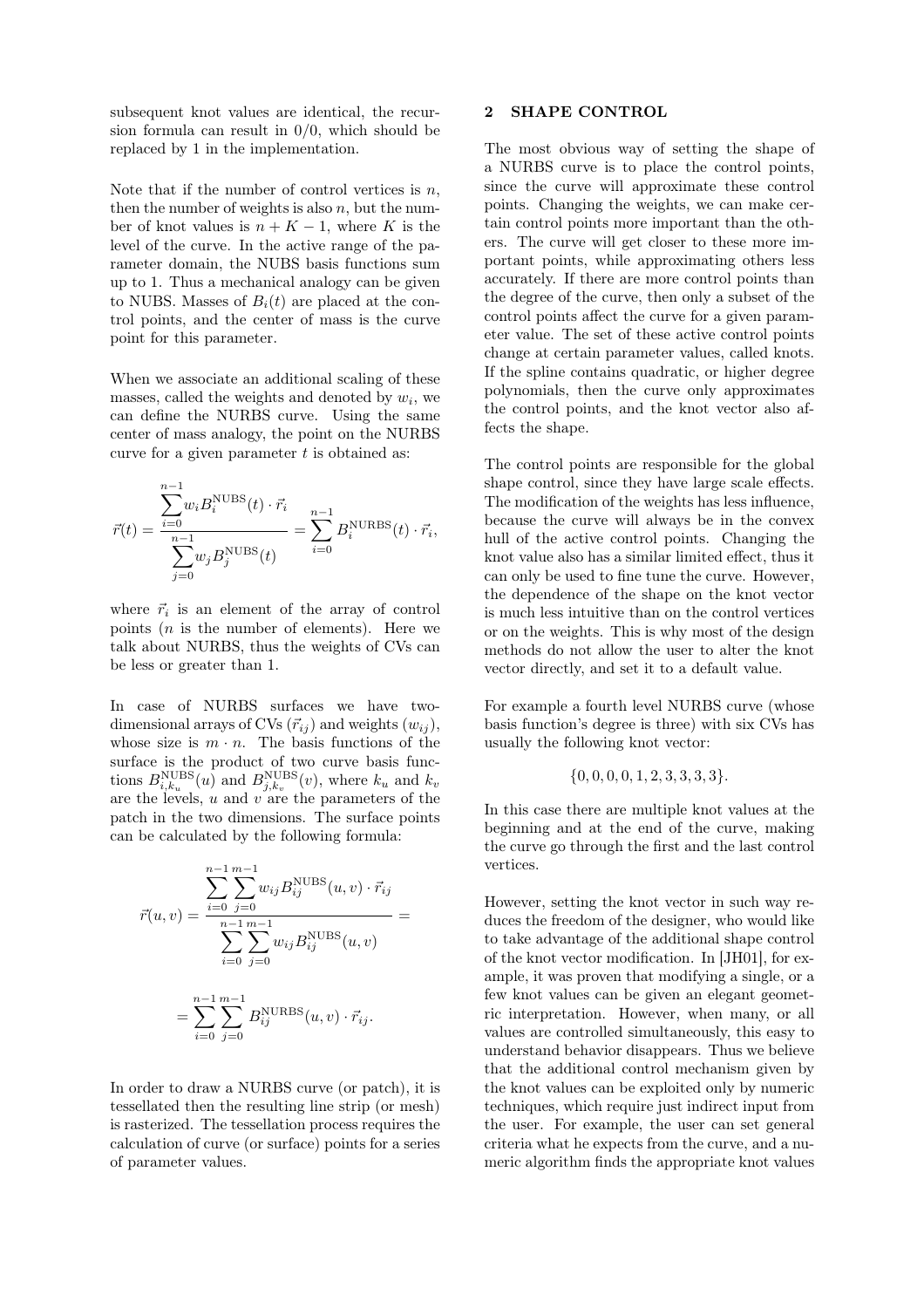subsequent knot values are identical, the recursion formula can result in 0/0, which should be replaced by 1 in the implementation.

Note that if the number of control vertices is $n$, then the number of weights is also $n$, but the number of knot values is $n+K-1$, where $K$ is the level of the curve. In the active range of the parameter domain, the NUBS basis functions sum up to 1. Thus a mechanical analogy can be given to NUBS. Masses of $B_i(t)$ are placed at the control points, and the center of mass is the curve point for this parameter.

When we associate an additional scaling of these masses, called the weights and denoted by $w_i$, we can define the NURBS curve. Using the same center of mass analogy, the point on the NURBS curve for a given parameter $t$ is obtained as:

$$\vec{r}(t) = \frac{\sum_{i=0}^{n-1} w_i B_i^{\mathrm{NUBS}}(t) \cdot \vec{r}_i}{\sum_{j=0}^{n-1} w_j B_j^{\mathrm{NUBS}}(t)} = \sum_{i=0}^{n-1} B_i^{\mathrm{NURBS}}(t) \cdot \vec{r}_i,$$

where $\vec{r}_i$ is an element of the array of control points ($n$ is the number of elements). Here we talk about NURBS, thus the weights of CVs can be less or greater than 1.

In case of NURBS surfaces we have two-dimensional arrays of CVs ($\vec{r}_{ij}$) and weights ($w_{ij}$), whose size is $m \cdot n$. The basis functions of the surface is the product of two curve basis functions $B_{i,k_u}^{\mathrm{NUBS}}(u)$ and $B_{j,k_v}^{\mathrm{NUBS}}(v)$, where $k_u$ and $k_v$ are the levels, $u$ and $v$ are the parameters of the patch in the two dimensions. The surface points can be calculated by the following formula:

$$\vec{r}(u,v) = \frac{\sum_{i=0}^{n-1} \sum_{j=0}^{m-1} w_{ij} B_{ij}^{\mathrm{NUBS}}(u,v) \cdot \vec{r}_{ij}}{\sum_{i=0}^{n-1} \sum_{j=0}^{m-1} w_{ij} B_{ij}^{\mathrm{NUBS}}(u,v)} =$$

$$= \sum_{i=0}^{n-1} \sum_{j=0}^{m-1} B_{ij}^{\mathrm{NURBS}}(u,v) \cdot \vec{r}_{ij}.$$

In order to draw a NURBS curve (or patch), it is tessellated then the resulting line strip (or mesh) is rasterized. The tessellation process requires the calculation of curve (or surface) points for a series of parameter values.

## 2 SHAPE CONTROL

The most obvious way of setting the shape of a NURBS curve is to place the control points, since the curve will approximate these control points. Changing the weights, we can make certain control points more important than the others. The curve will get closer to these more important points, while approximating others less accurately. If there are more control points than the degree of the curve, then only a subset of the control points affect the curve for a given parameter value. The set of these active control points change at certain parameter values, called knots. If the spline contains quadratic, or higher degree polynomials, then the curve only approximates the control points, and the knot vector also affects the shape.

The control points are responsible for the global shape control, since they have large scale effects. The modification of the weights has less influence, because the curve will always be in the convex hull of the active control points. Changing the knot value also has a similar limited effect, thus it can only be used to fine tune the curve. However, the dependence of the shape on the knot vector is much less intuitive than on the control vertices or on the weights. This is why most of the design methods do not allow the user to alter the knot vector directly, and set it to a default value.

For example a fourth level NURBS curve (whose basis function's degree is three) with six CVs has usually the following knot vector:

$$\{0,0,0,0,1,2,3,3,3,3\}.$$

In this case there are multiple knot values at the beginning and at the end of the curve, making the curve go through the first and the last control vertices.

However, setting the knot vector in such way reduces the freedom of the designer, who would like to take advantage of the additional shape control of the knot vector modification. In [JH01], for example, it was proven that modifying a single, or a few knot values can be given an elegant geometric interpretation. However, when many, or all values are controlled simultaneously, this easy to understand behavior disappears. Thus we believe that the additional control mechanism given by the knot values can be exploited only by numeric techniques, which require just indirect input from the user. For example, the user can set general criteria what he expects from the curve, and a numeric algorithm finds the appropriate knot values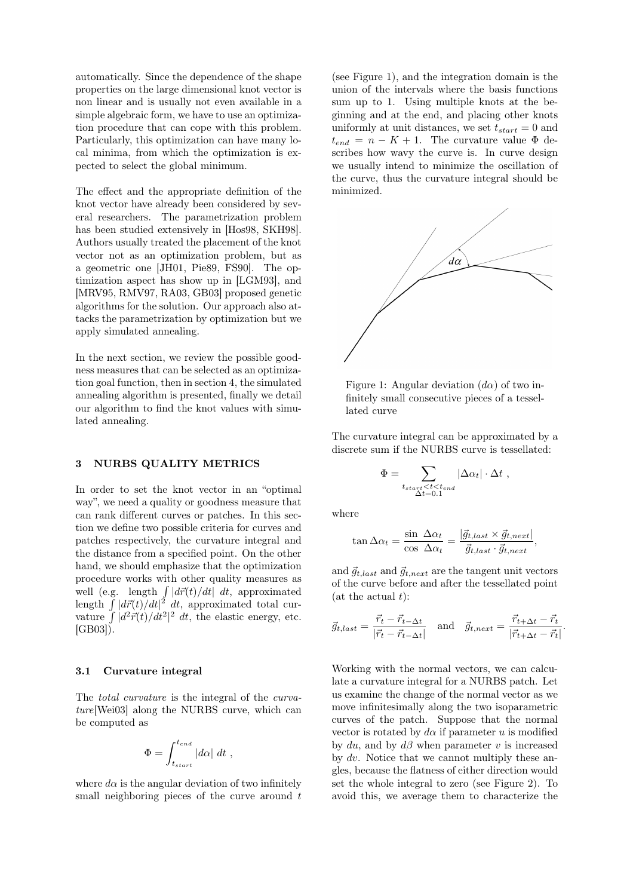automatically. Since the dependence of the shape properties on the large dimensional knot vector is non linear and is usually not even available in a simple algebraic form, we have to use an optimization procedure that can cope with this problem. Particularly, this optimization can have many local minima, from which the optimization is expected to select the global minimum.

The effect and the appropriate definition of the knot vector have already been considered by several researchers. The parametrization problem has been studied extensively in [Hos98, SKH98]. Authors usually treated the placement of the knot vector not as an optimization problem, but as a geometric one [JH01, Pie89, FS90]. The optimization aspect has show up in [LGM93], and [MRV95, RMV97, RA03, GB03] proposed genetic algorithms for the solution. Our approach also attacks the parametrization by optimization but we apply simulated annealing.

In the next section, we review the possible goodness measures that can be selected as an optimization goal function, then in section 4, the simulated annealing algorithm is presented, finally we detail our algorithm to find the knot values with simulated annealing.

## 3 NURBS QUALITY METRICS

In order to set the knot vector in an "optimal way", we need a quality or goodness measure that can rank different curves or patches. In this section we define two possible criteria for curves and patches respectively, the curvature integral and the distance from a specified point. On the other hand, we should emphasize that the optimization procedure works with other quality measures as well (e.g. length $\int |d\vec{r}(t)/dt|\ dt$, approximated length $\int |d\vec{r}(t)/dt|^2\ dt$, approximated total curvature $\int |d^2\vec{r}(t)/dt^2|^2\ dt$, the elastic energy, etc. [GB03]).

### 3.1 Curvature integral

The *total curvature* is the integral of the *curvature*[Wei03] along the NURBS curve, which can be computed as

$$\Phi = \int_{t_{start}}^{t_{end}} |d\alpha|\ dt\ ,$$

where $d\alpha$ is the angular deviation of two infinitely small neighboring pieces of the curve around $t$ (see Figure 1), and the integration domain is the union of the intervals where the basis functions sum up to 1. Using multiple knots at the beginning and at the end, and placing other knots uniformly at unit distances, we set $t_{start} = 0$ and $t_{end} = n - K + 1$. The curvature value $\Phi$ describes how wavy the curve is. In curve design we usually intend to minimize the oscillation of the curve, thus the curvature integral should be minimized.

Figure 1: Angular deviation ($d\alpha$) of two infinitely small consecutive pieces of a tessellated curve

The curvature integral can be approximated by a discrete sum if the NURBS curve is tessellated:

$$\Phi = \sum_{\substack{t_{start} < t < t_{end} \\ \Delta t = 0.1}} |\Delta\alpha_t| \cdot \Delta t\ ,$$

where

$$\tan \Delta\alpha_t = \frac{\sin\ \Delta\alpha_t}{\cos\ \Delta\alpha_t} = \frac{|\vec{g}_{t,last} \times \vec{g}_{t,next}|}{\vec{g}_{t,last} \cdot \vec{g}_{t,next}},$$

and $\vec{g}_{t,last}$ and $\vec{g}_{t,next}$ are the tangent unit vectors of the curve before and after the tessellated point (at the actual $t$):

$$\vec{g}_{t,last} = \frac{\vec{r}_t - \vec{r}_{t-\Delta t}}{|\vec{r}_t - \vec{r}_{t-\Delta t}|} \quad \text{and} \quad \vec{g}_{t,next} = \frac{\vec{r}_{t+\Delta t} - \vec{r}_t}{|\vec{r}_{t+\Delta t} - \vec{r}_t|}.$$

Working with the normal vectors, we can calculate a curvature integral for a NURBS patch. Let us examine the change of the normal vector as we move infinitesimally along the two isoparametric curves of the patch. Suppose that the normal vector is rotated by $d\alpha$ if parameter $u$ is modified by $du$, and by $d\beta$ when parameter $v$ is increased by $dv$. Notice that we cannot multiply these angles, because the flatness of either direction would set the whole integral to zero (see Figure 2). To avoid this, we average them to characterize the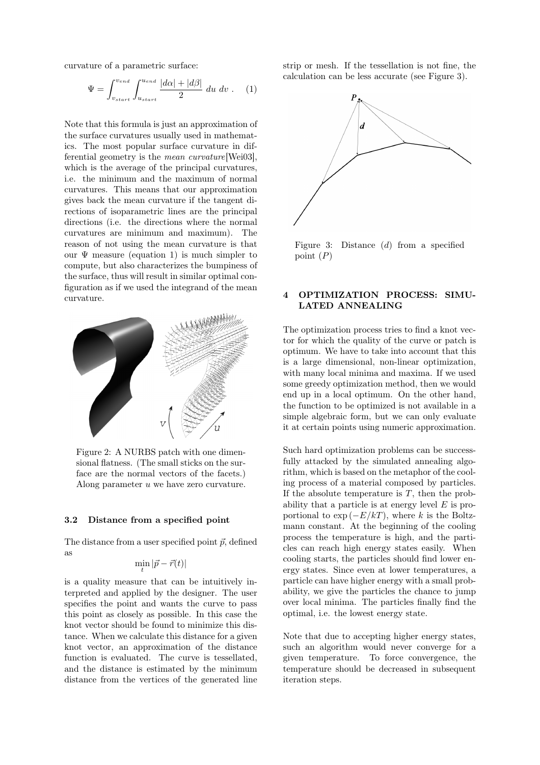curvature of a parametric surface:

$$\Psi = \int_{v_{start}}^{v_{end}} \int_{u_{start}}^{u_{end}} \frac{|d\alpha| + |d\beta|}{2} \, du \, dv \; . \quad (1)$$

Note that this formula is just an approximation of the surface curvatures usually used in mathematics. The most popular surface curvature in differential geometry is the *mean curvature*[Wei03], which is the average of the principal curvatures, i.e. the minimum and the maximum of normal curvatures. This means that our approximation gives back the mean curvature if the tangent directions of isoparametric lines are the principal directions (i.e. the directions where the normal curvatures are minimum and maximum). The reason of not using the mean curvature is that our $\Psi$ measure (equation 1) is much simpler to compute, but also characterizes the bumpiness of the surface, thus will result in similar optimal configuration as if we used the integrand of the mean curvature.

Figure 2: A NURBS patch with one dimensional flatness. (The small sticks on the surface are the normal vectors of the facets.) Along parameter $u$ we have zero curvature.

### 3.2 Distance from a specified point

The distance from a user specified point $\vec{p}$, defined as

$$\min_t |\vec{p} - \vec{r}(t)|$$

is a quality measure that can be intuitively interpreted and applied by the designer. The user specifies the point and wants the curve to pass this point as closely as possible. In this case the knot vector should be found to minimize this distance. When we calculate this distance for a given knot vector, an approximation of the distance function is evaluated. The curve is tessellated, and the distance is estimated by the minimum distance from the vertices of the generated line strip or mesh. If the tessellation is not fine, the calculation can be less accurate (see Figure 3).

Figure 3: Distance ($d$) from a specified point ($P$)

## 4 OPTIMIZATION PROCESS: SIMULATED ANNEALING

The optimization process tries to find a knot vector for which the quality of the curve or patch is optimum. We have to take into account that this is a large dimensional, non-linear optimization, with many local minima and maxima. If we used some greedy optimization method, then we would end up in a local optimum. On the other hand, the function to be optimized is not available in a simple algebraic form, but we can only evaluate it at certain points using numeric approximation.

Such hard optimization problems can be successfully attacked by the simulated annealing algorithm, which is based on the metaphor of the cooling process of a material composed by particles. If the absolute temperature is $T$, then the probability that a particle is at energy level $E$ is proportional to $\exp(-E/kT)$, where $k$ is the Boltzmann constant. At the beginning of the cooling process the temperature is high, and the particles can reach high energy states easily. When cooling starts, the particles should find lower energy states. Since even at lower temperatures, a particle can have higher energy with a small probability, we give the particles the chance to jump over local minima. The particles finally find the optimal, i.e. the lowest energy state.

Note that due to accepting higher energy states, such an algorithm would never converge for a given temperature. To force convergence, the temperature should be decreased in subsequent iteration steps.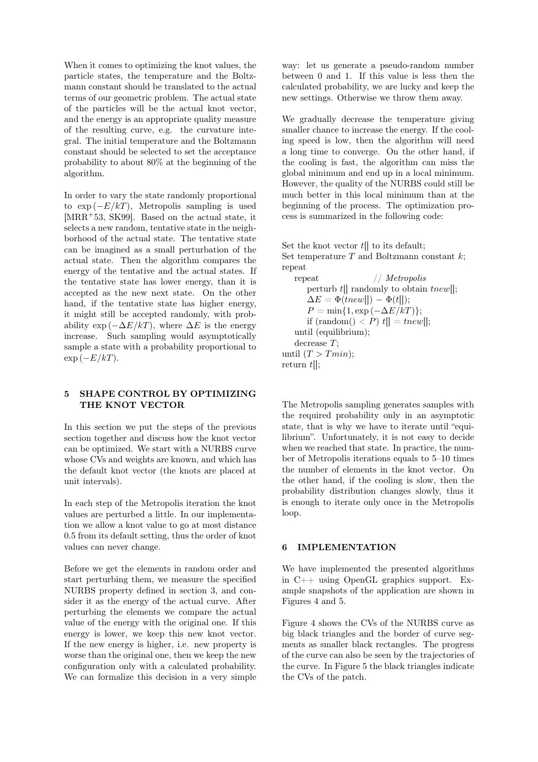When it comes to optimizing the knot values, the particle states, the temperature and the Boltzmann constant should be translated to the actual terms of our geometric problem. The actual state of the particles will be the actual knot vector, and the energy is an appropriate quality measure of the resulting curve, e.g. the curvature integral. The initial temperature and the Boltzmann constant should be selected to set the acceptance probability to about 80% at the beginning of the algorithm.

In order to vary the state randomly proportional to $\exp(-E/kT)$, Metropolis sampling is used [MRR[+]53, SK99]. Based on the actual state, it selects a new random, tentative state in the neighborhood of the actual state. The tentative state can be imagined as a small perturbation of the actual state. Then the algorithm compares the energy of the tentative and the actual states. If the tentative state has lower energy, than it is accepted as the new next state. On the other hand, if the tentative state has higher energy, it might still be accepted randomly, with probability $\exp(-\Delta E/kT)$, where $\Delta E$ is the energy increase. Such sampling would asymptotically sample a state with a probability proportional to $\exp(-E/kT)$.

## 5 SHAPE CONTROL BY OPTIMIZING THE KNOT VECTOR

In this section we put the steps of the previous section together and discuss how the knot vector can be optimized. We start with a NURBS curve whose CVs and weights are known, and which has the default knot vector (the knots are placed at unit intervals).

In each step of the Metropolis iteration the knot values are perturbed a little. In our implementation we allow a knot value to go at most distance 0.5 from its default setting, thus the order of knot values can never change.

Before we get the elements in random order and start perturbing them, we measure the specified NURBS property defined in section 3, and consider it as the energy of the actual curve. After perturbing the elements we compare the actual value of the energy with the original one. If this energy is lower, we keep this new knot vector. If the new energy is higher, i.e. new property is worse than the original one, then we keep the new configuration only with a calculated probability. We can formalize this decision in a very simple way: let us generate a pseudo-random number between 0 and 1. If this value is less then the calculated probability, we are lucky and keep the new settings. Otherwise we throw them away.

We gradually decrease the temperature giving smaller chance to increase the energy. If the cooling speed is low, then the algorithm will need a long time to converge. On the other hand, if the cooling is fast, the algorithm can miss the global minimum and end up in a local minimum. However, the quality of the NURBS could still be much better in this local minimum than at the beginning of the process. The optimization process is summarized in the following code:

```
Set the knot vector t[] to its default;
Set temperature T and Boltzmann constant k;
repeat
    repeat                    // Metropolis
        perturb t[] randomly to obtain tnew[];
        ΔE = Φ(tnew[]) − Φ(t[]);
        P = min{1, exp(−ΔE/kT)};
        if (random() < P) t[] = tnew[];
    until (equilibrium);
    decrease T;
until (T > Tmin);
return t[];
```

The Metropolis sampling generates samples with the required probability only in an asymptotic state, that is why we have to iterate until "equilibrium". Unfortunately, it is not easy to decide when we reached that state. In practice, the number of Metropolis iterations equals to 5–10 times the number of elements in the knot vector. On the other hand, if the cooling is slow, then the probability distribution changes slowly, thus it is enough to iterate only once in the Metropolis loop.

## 6 IMPLEMENTATION

We have implemented the presented algorithms in C++ using OpenGL graphics support. Example snapshots of the application are shown in Figures 4 and 5.

Figure 4 shows the CVs of the NURBS curve as big black triangles and the border of curve segments as smaller black rectangles. The progress of the curve can also be seen by the trajectories of the curve. In Figure 5 the black triangles indicate the CVs of the patch.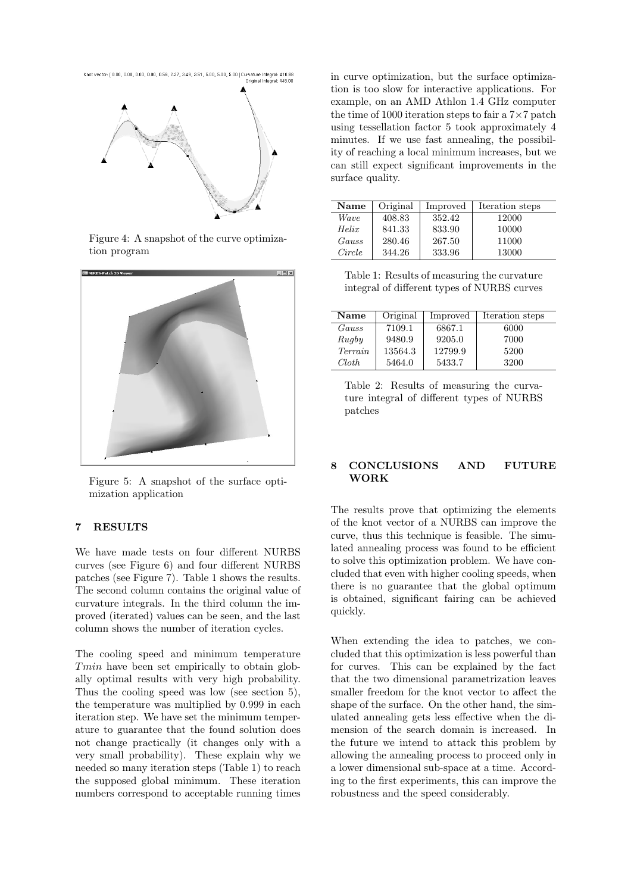Figure 4: A snapshot of the curve optimization program

Figure 5: A snapshot of the surface optimization application

## 7 RESULTS

We have made tests on four different NURBS curves (see Figure 6) and four different NURBS patches (see Figure 7). Table 1 shows the results. The second column contains the original value of curvature integrals. In the third column the improved (iterated) values can be seen, and the last column shows the number of iteration cycles.

The cooling speed and minimum temperature $Tmin$ have been set empirically to obtain globally optimal results with very high probability. Thus the cooling speed was low (see section 5), the temperature was multiplied by 0.999 in each iteration step. We have set the minimum temperature to guarantee that the found solution does not change practically (it changes only with a very small probability). These explain why we needed so many iteration steps (Table 1) to reach the supposed global minimum. These iteration numbers correspond to acceptable running times in curve optimization, but the surface optimization is too slow for interactive applications. For example, on an AMD Athlon 1.4 GHz computer the time of 1000 iteration steps to fair a $7\times7$ patch using tessellation factor 5 took approximately 4 minutes. If we use fast annealing, the possibility of reaching a local minimum increases, but we can still expect significant improvements in the surface quality.

| **Name** | Original | Improved | Iteration steps |
|---|---|---|---|
| *Wave* | 408.83 | 352.42 | 12000 |
| *Helix* | 841.33 | 833.90 | 10000 |
| *Gauss* | 280.46 | 267.50 | 11000 |
| *Circle* | 344.26 | 333.96 | 13000 |

Table 1: Results of measuring the curvature integral of different types of NURBS curves

| **Name** | Original | Improved | Iteration steps |
|---|---|---|---|
| *Gauss* | 7109.1 | 6867.1 | 6000 |
| *Rugby* | 9480.9 | 9205.0 | 7000 |
| *Terrain* | 13564.3 | 12799.9 | 5200 |
| *Cloth* | 5464.0 | 5433.7 | 3200 |

Table 2: Results of measuring the curvature integral of different types of NURBS patches

## 8 CONCLUSIONS AND FUTURE WORK

The results prove that optimizing the elements of the knot vector of a NURBS can improve the curve, thus this technique is feasible. The simulated annealing process was found to be efficient to solve this optimization problem. We have concluded that even with higher cooling speeds, when there is no guarantee that the global optimum is obtained, significant fairing can be achieved quickly.

When extending the idea to patches, we concluded that this optimization is less powerful than for curves. This can be explained by the fact that the two dimensional parametrization leaves smaller freedom for the knot vector to affect the shape of the surface. On the other hand, the simulated annealing gets less effective when the dimension of the search domain is increased. In the future we intend to attack this problem by allowing the annealing process to proceed only in a lower dimensional sub-space at a time. According to the first experiments, this can improve the robustness and the speed considerably.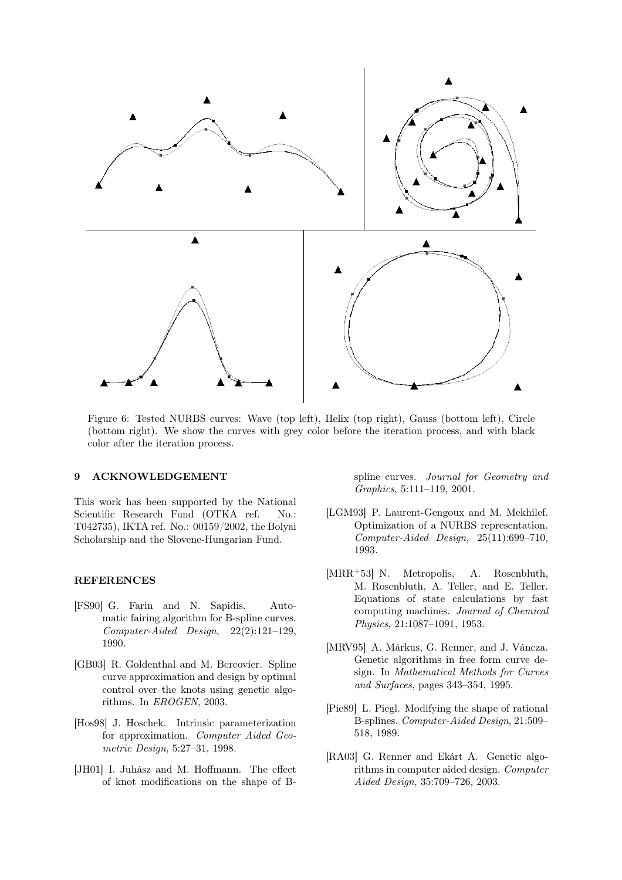Figure 6: Tested NURBS curves: Wave (top left), Helix (top right), Gauss (bottom left), Circle (bottom right). We show the curves with grey color before the iteration process, and with black color after the iteration process.

## 9 ACKNOWLEDGEMENT

This work has been supported by the National Scientific Research Fund (OTKA ref. No.: T042735), IKTA ref. No.: 00159/2002, the Bolyai Scholarship and the Slovene-Hungarian Fund.

## REFERENCES

- [FS90] G. Farin and N. Sapidis. Automatic fairing algorithm for B-spline curves. *Computer-Aided Design*, 22(2):121–129, 1990.
- [GB03] R. Goldenthal and M. Bercovier. Spline curve approximation and design by optimal control over the knots using genetic algorithms. In *EROGEN*, 2003.
- [Hos98] J. Hoschek. Intrinsic parameterization for approximation. *Computer Aided Geometric Design*, 5:27–31, 1998.
- [JH01] I. Juhász and M. Hoffmann. The effect of knot modifications on the shape of B-spline curves. *Journal for Geometry and Graphics*, 5:111–119, 2001.
- [LGM93] P. Laurent-Gengoux and M. Mekhilef. Optimization of a NURBS representation. *Computer-Aided Design*, 25(11):699–710, 1993.
- [MRR+53] N. Metropolis, A. Rosenbluth, M. Rosenbluth, A. Teller, and E. Teller. Equations of state calculations by fast computing machines. *Journal of Chemical Physics*, 21:1087–1091, 1953.
- [MRV95] A. Márkus, G. Renner, and J. Váncza. Genetic algorithms in free form curve design. In *Mathematical Methods for Curves and Surfaces*, pages 343–354, 1995.
- [Pie89] L. Piegl. Modifying the shape of rational B-splines. *Computer-Aided Design*, 21:509–518, 1989.
- [RA03] G. Renner and Ekárt A. Genetic algorithms in computer aided design. *Computer Aided Design*, 35:709–726, 2003.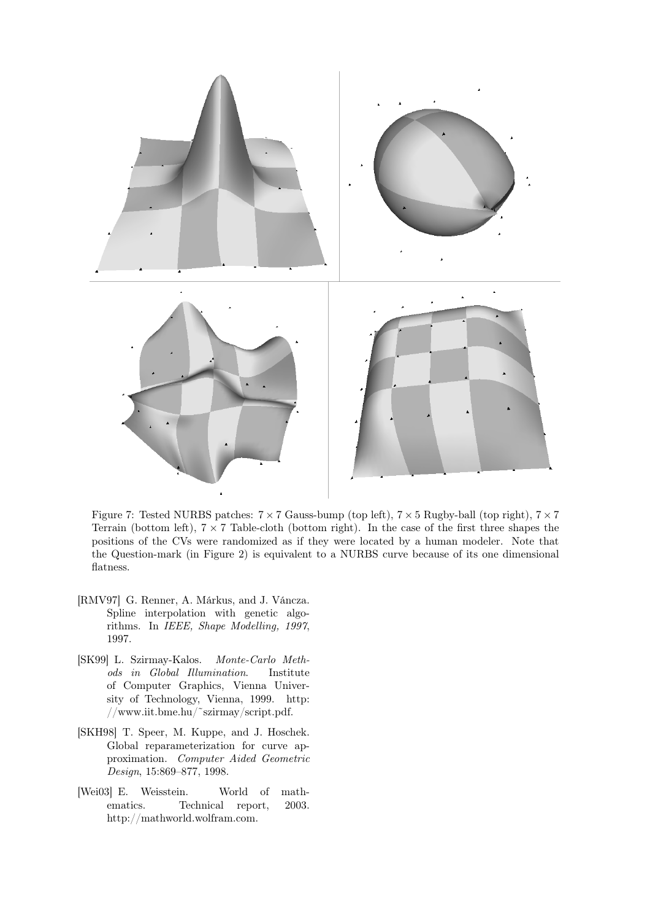Figure 7: Tested NURBS patches: $7 \times 7$ Gauss-bump (top left), $7 \times 5$ Rugby-ball (top right), $7 \times 7$ Terrain (bottom left), $7 \times 7$ Table-cloth (bottom right). In the case of the first three shapes the positions of the CVs were randomized as if they were located by a human modeler. Note that the Question-mark (in Figure 2) is equivalent to a NURBS curve because of its one dimensional flatness.

[RMV97] G. Renner, A. Márkus, and J. Váncza. Spline interpolation with genetic algorithms. In *IEEE, Shape Modelling, 1997*, 1997.

[SK99] L. Szirmay-Kalos. *Monte-Carlo Methods in Global Illumination*. Institute of Computer Graphics, Vienna University of Technology, Vienna, 1999. http://www.iit.bme.hu/~szirmay/script.pdf.

[SKH98] T. Speer, M. Kuppe, and J. Hoschek. Global reparameterization for curve approximation. *Computer Aided Geometric Design*, 15:869–877, 1998.

[Wei03] E. Weisstein. World of mathematics. Technical report, 2003. http://mathworld.wolfram.com.